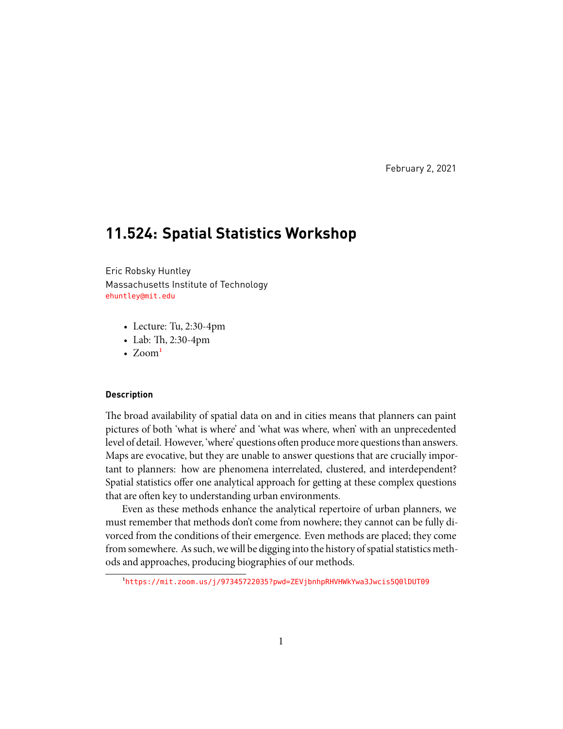February 2, 2021

# 11.524: Spatial Statistics Workshop

Eric Robsky Huntley
Massachusetts Institute of Technology
ehuntley@mit.edu

- Lecture: Tu, 2:30-4pm
- Lab: Th, 2:30-4pm
- Zoom[1]

#### Description

The broad availability of spatial data on and in cities means that planners can paint pictures of both 'what is where' and 'what was where, when' with an unprecedented level of detail. However, 'where' questions often produce more questions than answers. Maps are evocative, but they are unable to answer questions that are crucially important to planners: how are phenomena interrelated, clustered, and interdependent? Spatial statistics offer one analytical approach for getting at these complex questions that are often key to understanding urban environments.

Even as these methods enhance the analytical repertoire of urban planners, we must remember that methods don't come from nowhere; they cannot can be fully divorced from the conditions of their emergence. Even methods are placed; they come from somewhere. As such, we will be digging into the history of spatial statistics methods and approaches, producing biographies of our methods.

---

[1] https://mit.zoom.us/j/97345722035?pwd=ZEVjbnhpRHVHWkYwa3Jwcis5Q0lDUT09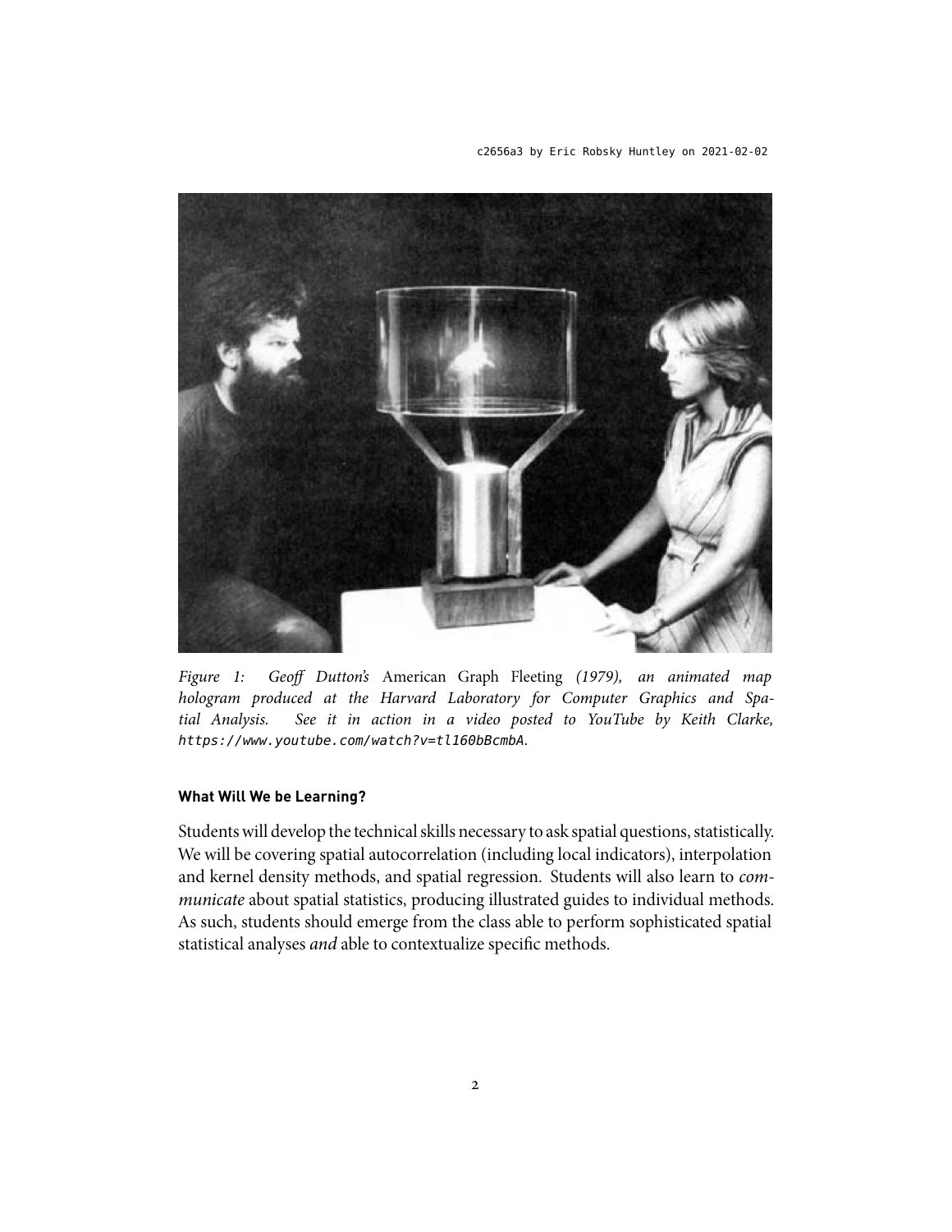*Figure 1: Geoff Dutton's* American Graph Fleeting *(1979), an animated map hologram produced at the Harvard Laboratory for Computer Graphics and Spatial Analysis. See it in action in a video posted to YouTube by Keith Clarke,* `https://www.youtube.com/watch?v=tl160bBcmbA`.

**What Will We be Learning?**

Students will develop the technical skills necessary to ask spatial questions, statistically. We will be covering spatial autocorrelation (including local indicators), interpolation and kernel density methods, and spatial regression. Students will also learn to *communicate* about spatial statistics, producing illustrated guides to individual methods. As such, students should emerge from the class able to perform sophisticated spatial statistical analyses *and* able to contextualize specific methods.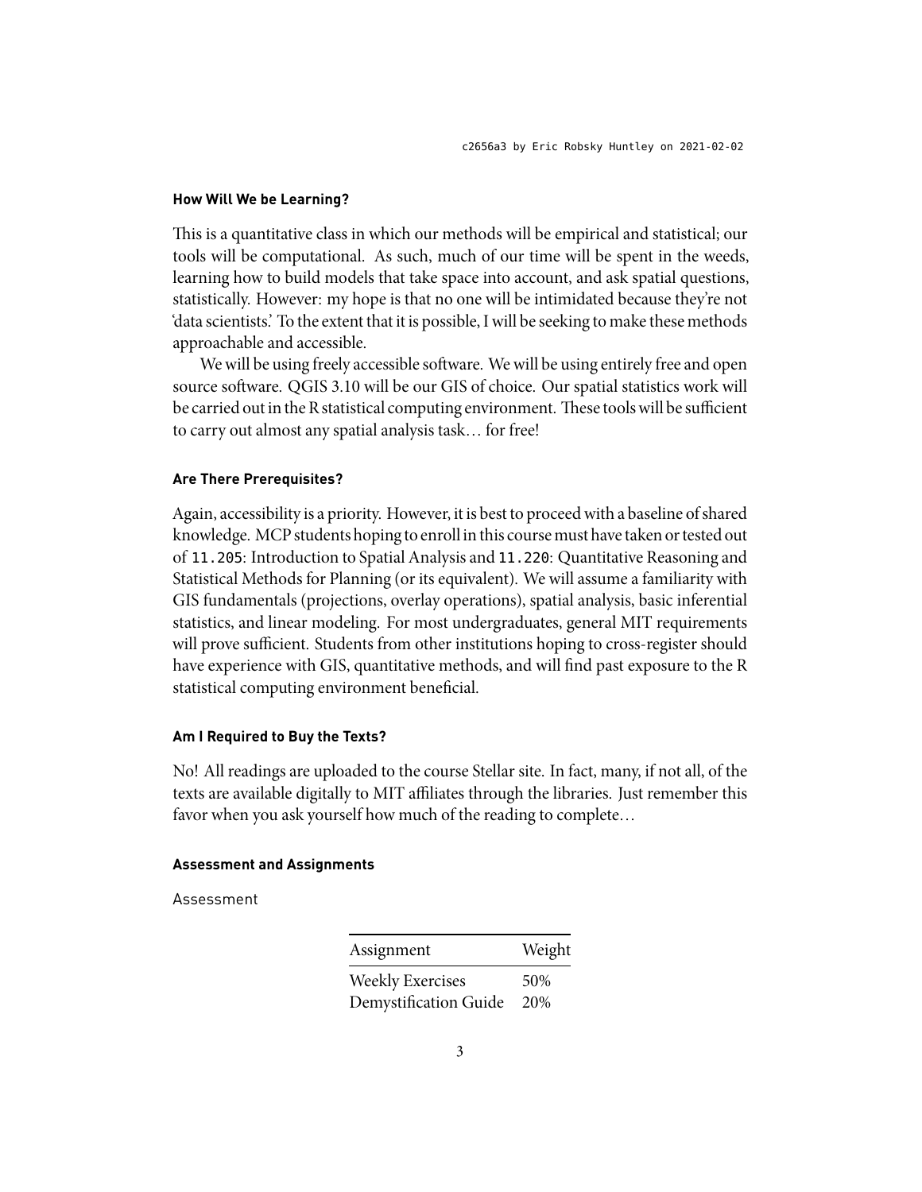### How Will We be Learning?

This is a quantitative class in which our methods will be empirical and statistical; our tools will be computational. As such, much of our time will be spent in the weeds, learning how to build models that take space into account, and ask spatial questions, statistically. However: my hope is that no one will be intimidated because they're not 'data scientists.' To the extent that it is possible, I will be seeking to make these methods approachable and accessible.

We will be using freely accessible software. We will be using entirely free and open source software. QGIS 3.10 will be our GIS of choice. Our spatial statistics work will be carried out in the R statistical computing environment. These tools will be sufficient to carry out almost any spatial analysis task… for free!

### Are There Prerequisites?

Again, accessibility is a priority. However, it is best to proceed with a baseline of shared knowledge. MCP students hoping to enroll in this course must have taken or tested out of `11.205`: Introduction to Spatial Analysis and `11.220`: Quantitative Reasoning and Statistical Methods for Planning (or its equivalent). We will assume a familiarity with GIS fundamentals (projections, overlay operations), spatial analysis, basic inferential statistics, and linear modeling. For most undergraduates, general MIT requirements will prove sufficient. Students from other institutions hoping to cross-register should have experience with GIS, quantitative methods, and will find past exposure to the R statistical computing environment beneficial.

### Am I Required to Buy the Texts?

No! All readings are uploaded to the course Stellar site. In fact, many, if not all, of the texts are available digitally to MIT affiliates through the libraries. Just remember this favor when you ask yourself how much of the reading to complete…

### Assessment and Assignments

Assessment

| Assignment | Weight |
|---|---|
| Weekly Exercises | 50% |
| Demystification Guide | 20% |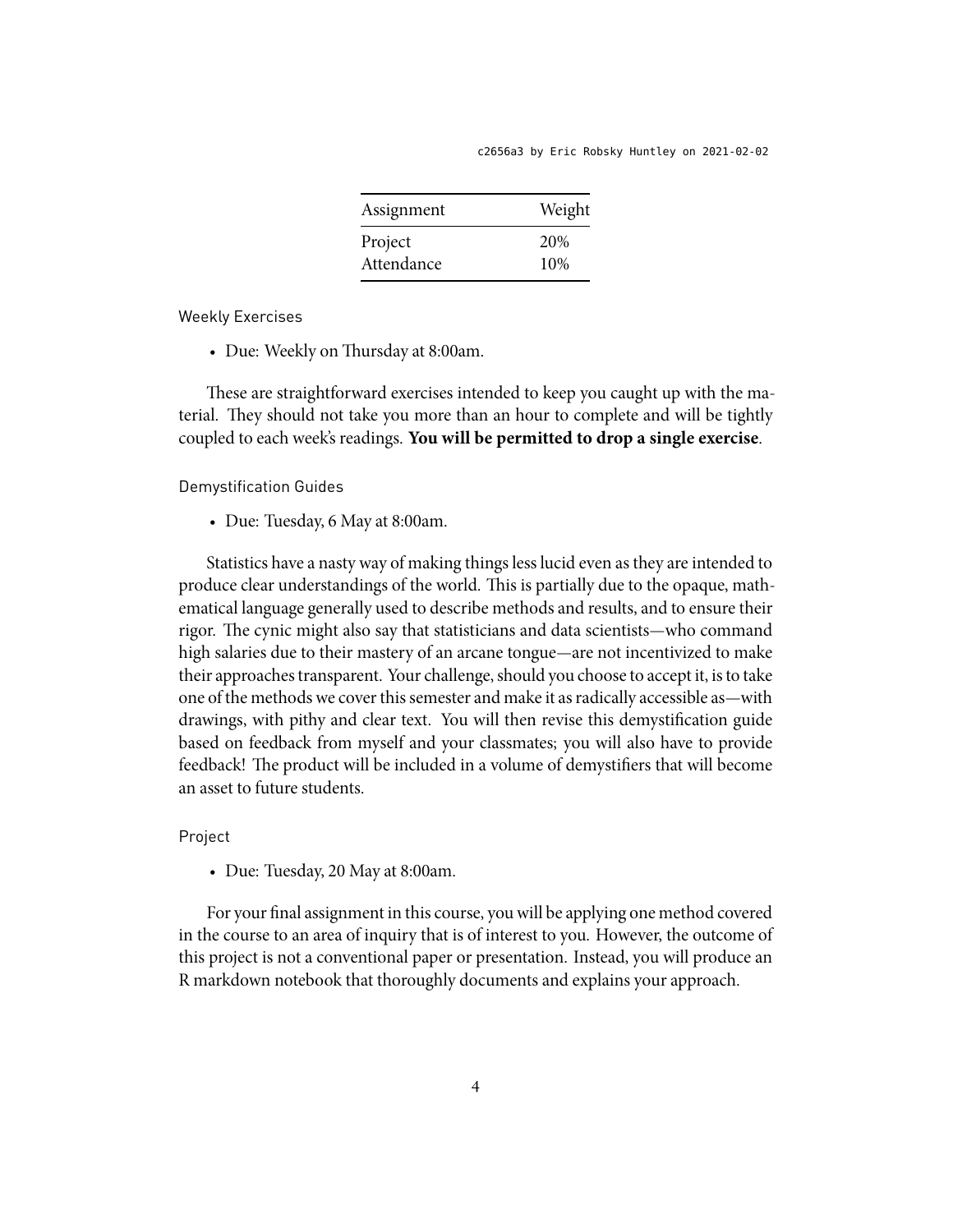| Assignment | Weight |
| --- | --- |
| Project | 20% |
| Attendance | 10% |

### Weekly Exercises

- Due: Weekly on Thursday at 8:00am.

These are straightforward exercises intended to keep you caught up with the material. They should not take you more than an hour to complete and will be tightly coupled to each week's readings. **You will be permitted to drop a single exercise**.

### Demystification Guides

- Due: Tuesday, 6 May at 8:00am.

Statistics have a nasty way of making things less lucid even as they are intended to produce clear understandings of the world. This is partially due to the opaque, mathematical language generally used to describe methods and results, and to ensure their rigor. The cynic might also say that statisticians and data scientists—who command high salaries due to their mastery of an arcane tongue—are not incentivized to make their approaches transparent. Your challenge, should you choose to accept it, is to take one of the methods we cover this semester and make it as radically accessible as—with drawings, with pithy and clear text. You will then revise this demystification guide based on feedback from myself and your classmates; you will also have to provide feedback! The product will be included in a volume of demystifiers that will become an asset to future students.

### Project

- Due: Tuesday, 20 May at 8:00am.

For your final assignment in this course, you will be applying one method covered in the course to an area of inquiry that is of interest to you. However, the outcome of this project is not a conventional paper or presentation. Instead, you will produce an R markdown notebook that thoroughly documents and explains your approach.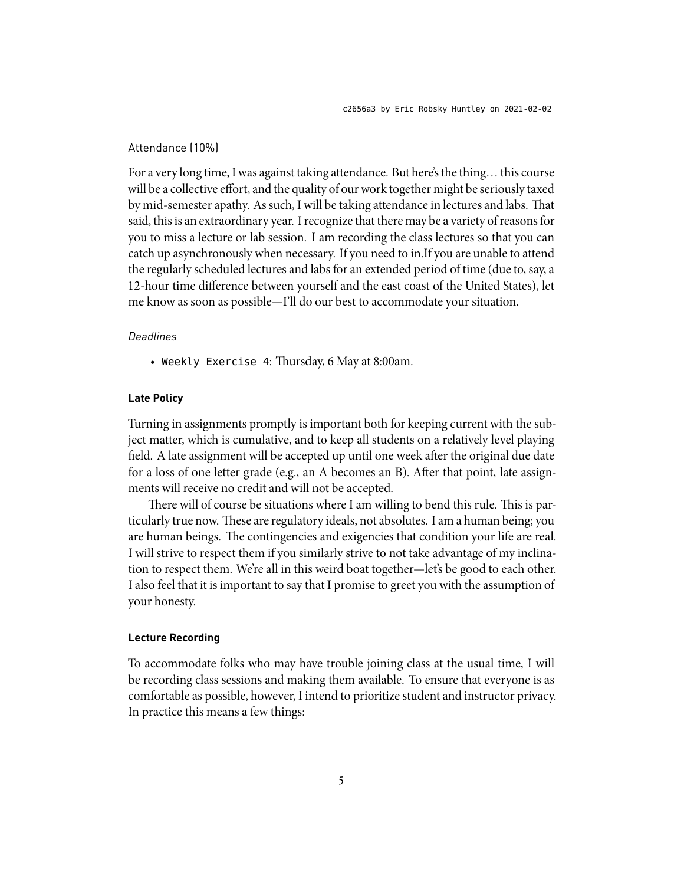Attendance (10%)

For a very long time, I was against taking attendance. But here's the thing… this course will be a collective effort, and the quality of our work together might be seriously taxed by mid-semester apathy. As such, I will be taking attendance in lectures and labs. That said, this is an extraordinary year. I recognize that there may be a variety of reasons for you to miss a lecture or lab session. I am recording the class lectures so that you can catch up asynchronously when necessary. If you need to in.If you are unable to attend the regularly scheduled lectures and labs for an extended period of time (due to, say, a 12-hour time difference between yourself and the east coast of the United States), let me know as soon as possible—I'll do our best to accommodate your situation.

*Deadlines*

- `Weekly Exercise 4`: Thursday, 6 May at 8:00am.

**Late Policy**

Turning in assignments promptly is important both for keeping current with the subject matter, which is cumulative, and to keep all students on a relatively level playing field. A late assignment will be accepted up until one week after the original due date for a loss of one letter grade (e.g., an A becomes an B). After that point, late assignments will receive no credit and will not be accepted.

There will of course be situations where I am willing to bend this rule. This is particularly true now. These are regulatory ideals, not absolutes. I am a human being; you are human beings. The contingencies and exigencies that condition your life are real. I will strive to respect them if you similarly strive to not take advantage of my inclination to respect them. We're all in this weird boat together—let's be good to each other. I also feel that it is important to say that I promise to greet you with the assumption of your honesty.

**Lecture Recording**

To accommodate folks who may have trouble joining class at the usual time, I will be recording class sessions and making them available. To ensure that everyone is as comfortable as possible, however, I intend to prioritize student and instructor privacy. In practice this means a few things: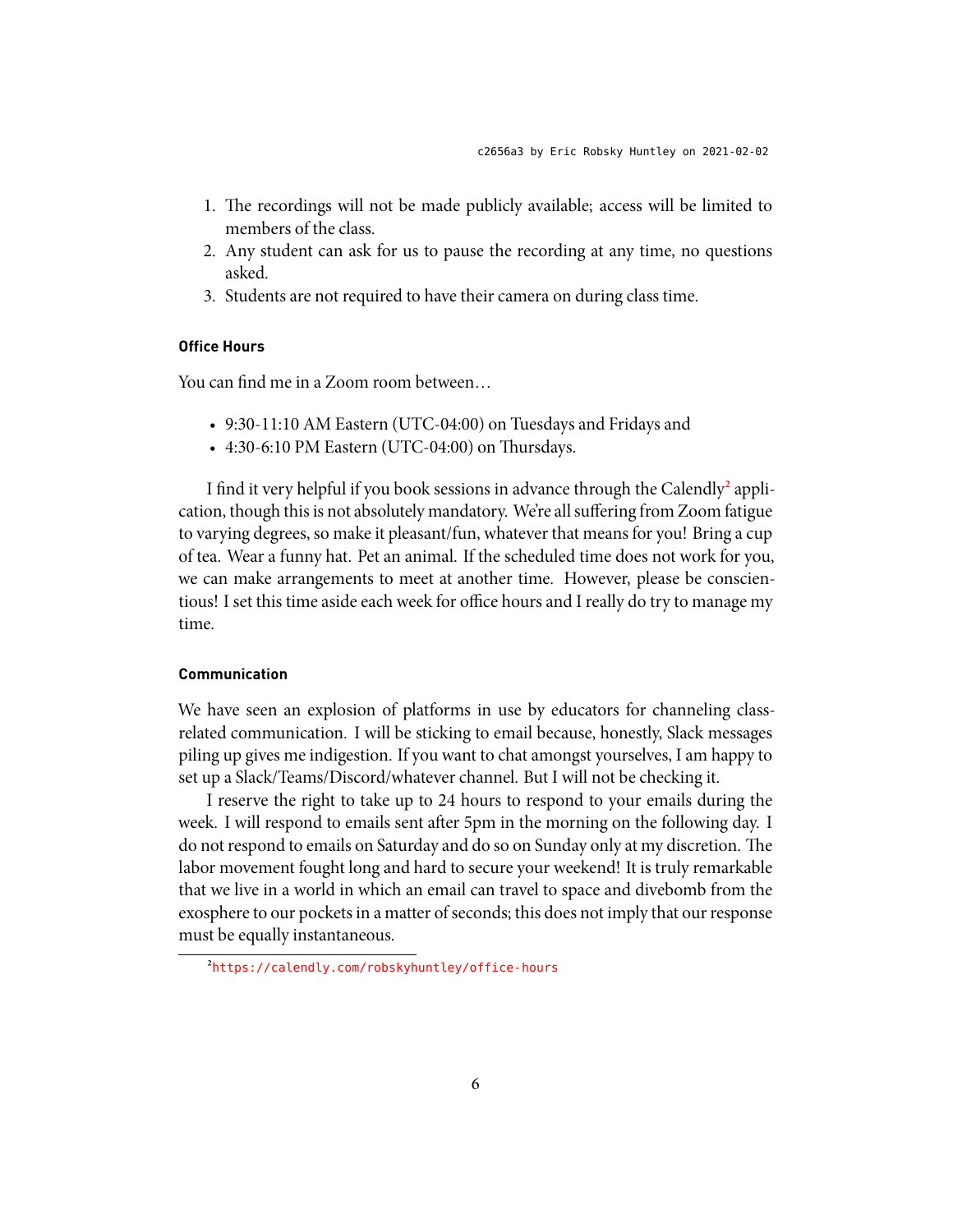1. The recordings will not be made publicly available; access will be limited to members of the class.
2. Any student can ask for us to pause the recording at any time, no questions asked.
3. Students are not required to have their camera on during class time.

### Office Hours

You can find me in a Zoom room between…

- 9:30-11:10 AM Eastern (UTC-04:00) on Tuesdays and Fridays and
- 4:30-6:10 PM Eastern (UTC-04:00) on Thursdays.

I find it very helpful if you book sessions in advance through the Calendly[2] application, though this is not absolutely mandatory. We're all suffering from Zoom fatigue to varying degrees, so make it pleasant/fun, whatever that means for you! Bring a cup of tea. Wear a funny hat. Pet an animal. If the scheduled time does not work for you, we can make arrangements to meet at another time. However, please be conscientious! I set this time aside each week for office hours and I really do try to manage my time.

### Communication

We have seen an explosion of platforms in use by educators for channeling class-related communication. I will be sticking to email because, honestly, Slack messages piling up gives me indigestion. If you want to chat amongst yourselves, I am happy to set up a Slack/Teams/Discord/whatever channel. But I will not be checking it.

I reserve the right to take up to 24 hours to respond to your emails during the week. I will respond to emails sent after 5pm in the morning on the following day. I do not respond to emails on Saturday and do so on Sunday only at my discretion. The labor movement fought long and hard to secure your weekend! It is truly remarkable that we live in a world in which an email can travel to space and divebomb from the exosphere to our pockets in a matter of seconds; this does not imply that our response must be equally instantaneous.

[2] https://calendly.com/robskyhuntley/office-hours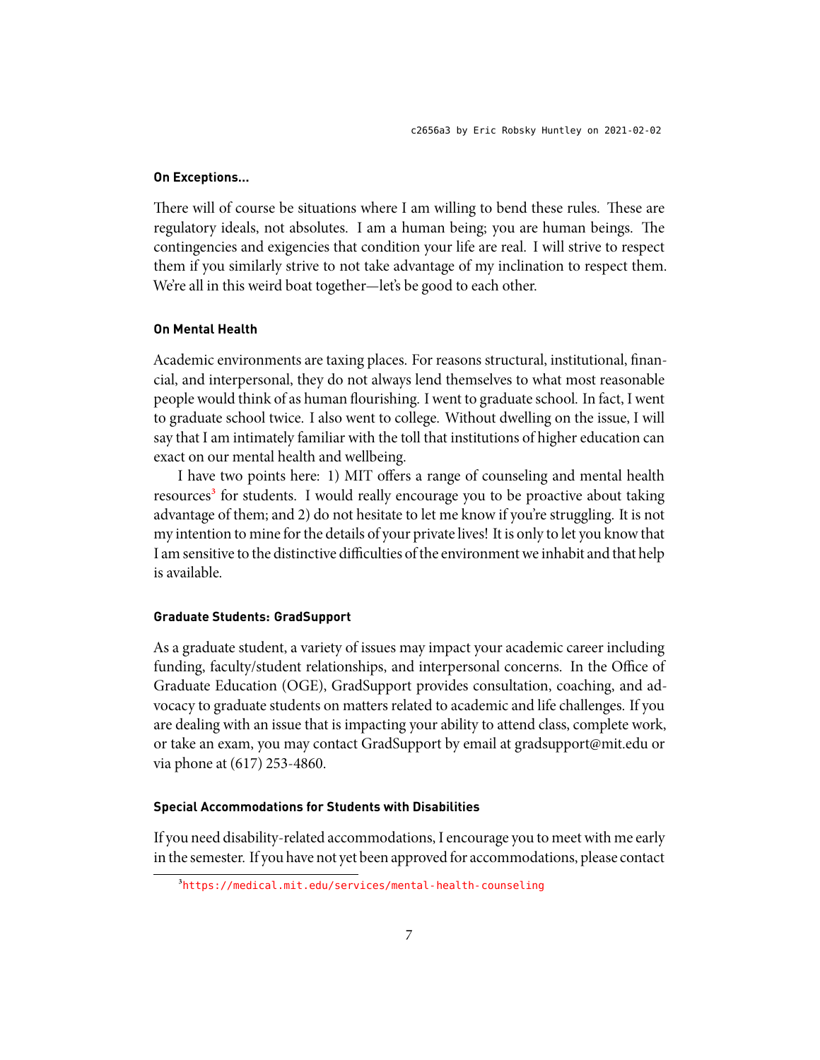#### On Exceptions...

There will of course be situations where I am willing to bend these rules. These are regulatory ideals, not absolutes. I am a human being; you are human beings. The contingencies and exigencies that condition your life are real. I will strive to respect them if you similarly strive to not take advantage of my inclination to respect them. We're all in this weird boat together—let's be good to each other.

#### On Mental Health

Academic environments are taxing places. For reasons structural, institutional, financial, and interpersonal, they do not always lend themselves to what most reasonable people would think of as human flourishing. I went to graduate school. In fact, I went to graduate school twice. I also went to college. Without dwelling on the issue, I will say that I am intimately familiar with the toll that institutions of higher education can exact on our mental health and wellbeing.

I have two points here: 1) MIT offers a range of counseling and mental health resources[3] for students. I would really encourage you to be proactive about taking advantage of them; and 2) do not hesitate to let me know if you're struggling. It is not my intention to mine for the details of your private lives! It is only to let you know that I am sensitive to the distinctive difficulties of the environment we inhabit and that help is available.

#### Graduate Students: GradSupport

As a graduate student, a variety of issues may impact your academic career including funding, faculty/student relationships, and interpersonal concerns. In the Office of Graduate Education (OGE), GradSupport provides consultation, coaching, and advocacy to graduate students on matters related to academic and life challenges. If you are dealing with an issue that is impacting your ability to attend class, complete work, or take an exam, you may contact GradSupport by email at gradsupport@mit.edu or via phone at (617) 253-4860.

#### Special Accommodations for Students with Disabilities

If you need disability-related accommodations, I encourage you to meet with me early in the semester. If you have not yet been approved for accommodations, please contact

[3] https://medical.mit.edu/services/mental-health-counseling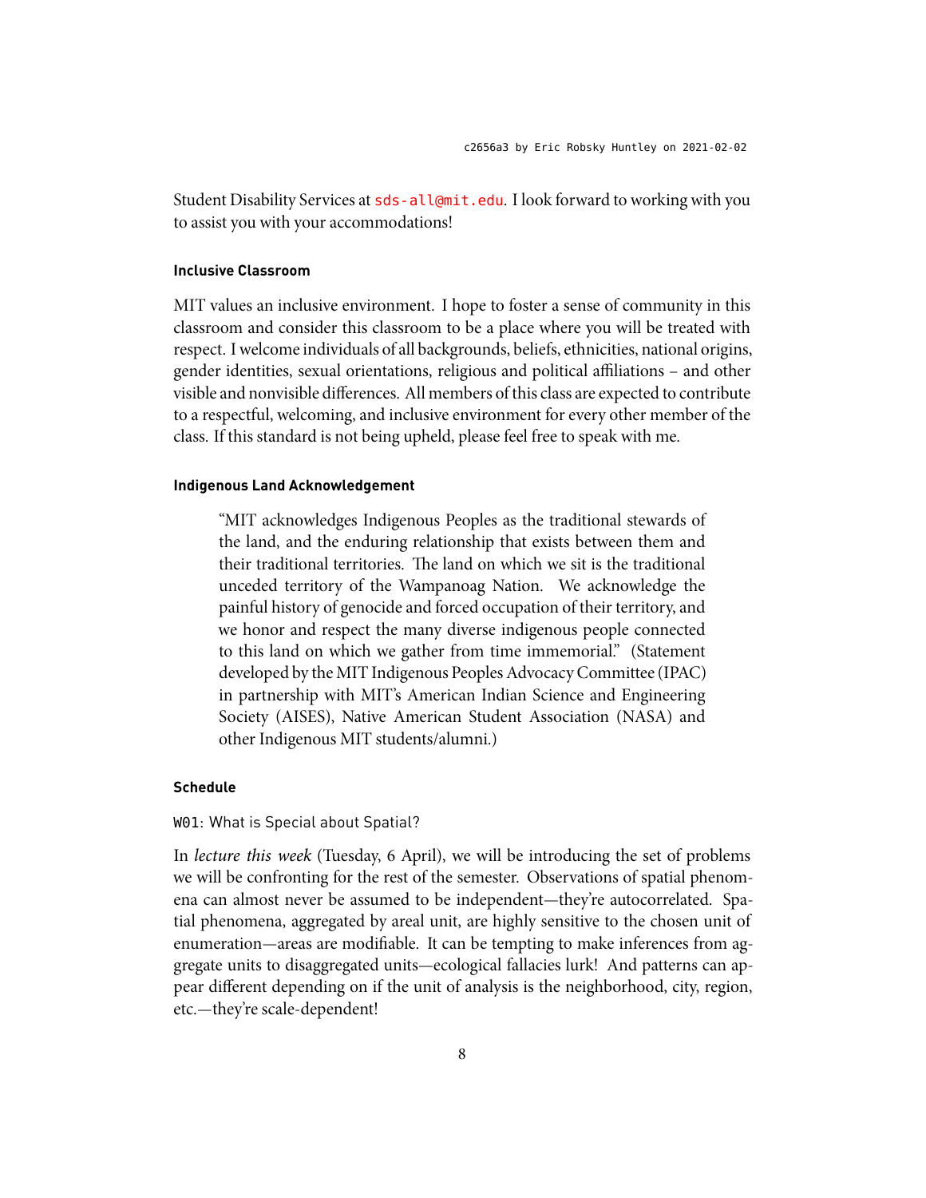Student Disability Services at sds-all@mit.edu. I look forward to working with you to assist you with your accommodations!

#### Inclusive Classroom

MIT values an inclusive environment. I hope to foster a sense of community in this classroom and consider this classroom to be a place where you will be treated with respect. I welcome individuals of all backgrounds, beliefs, ethnicities, national origins, gender identities, sexual orientations, religious and political affiliations – and other visible and nonvisible differences. All members of this class are expected to contribute to a respectful, welcoming, and inclusive environment for every other member of the class. If this standard is not being upheld, please feel free to speak with me.

#### Indigenous Land Acknowledgement

> "MIT acknowledges Indigenous Peoples as the traditional stewards of the land, and the enduring relationship that exists between them and their traditional territories. The land on which we sit is the traditional unceded territory of the Wampanoag Nation. We acknowledge the painful history of genocide and forced occupation of their territory, and we honor and respect the many diverse indigenous people connected to this land on which we gather from time immemorial." (Statement developed by the MIT Indigenous Peoples Advocacy Committee (IPAC) in partnership with MIT's American Indian Science and Engineering Society (AISES), Native American Student Association (NASA) and other Indigenous MIT students/alumni.)

#### Schedule

W01: What is Special about Spatial?

In *lecture this week* (Tuesday, 6 April), we will be introducing the set of problems we will be confronting for the rest of the semester. Observations of spatial phenomena can almost never be assumed to be independent—they're autocorrelated. Spatial phenomena, aggregated by areal unit, are highly sensitive to the chosen unit of enumeration—areas are modifiable. It can be tempting to make inferences from aggregate units to disaggregated units—ecological fallacies lurk! And patterns can appear different depending on if the unit of analysis is the neighborhood, city, region, etc.—they're scale-dependent!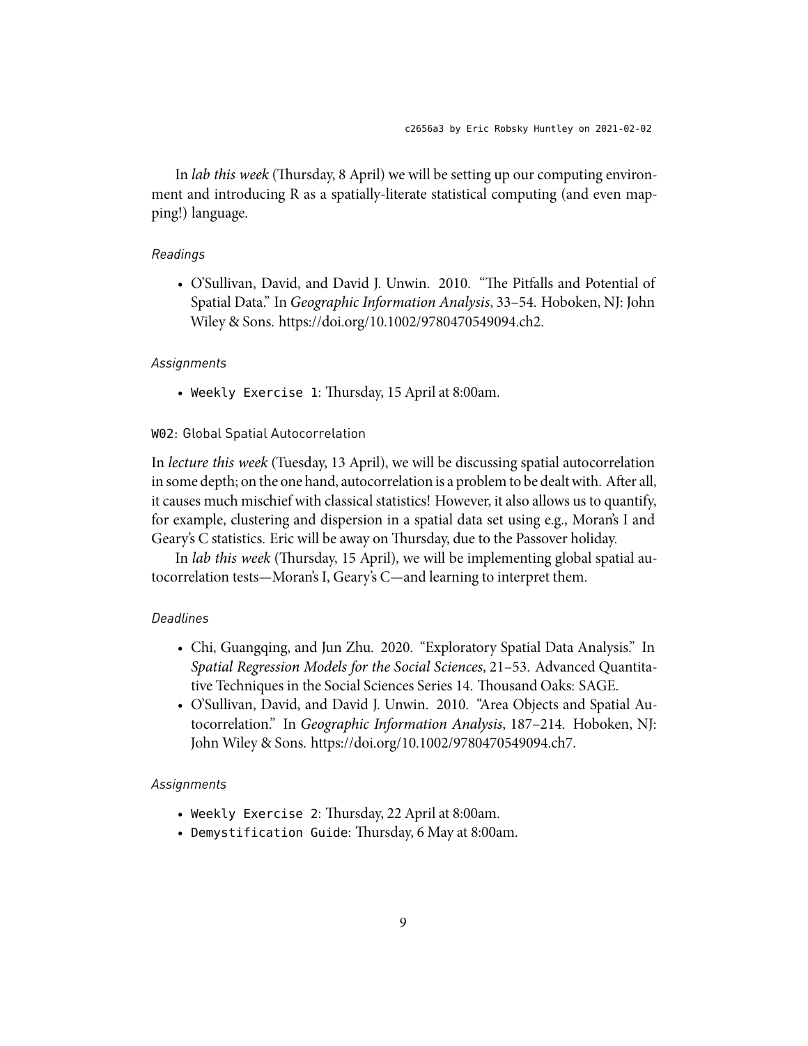In *lab this week* (Thursday, 8 April) we will be setting up our computing environment and introducing R as a spatially-literate statistical computing (and even mapping!) language.

#### *Readings*

- O'Sullivan, David, and David J. Unwin. 2010. "The Pitfalls and Potential of Spatial Data." In *Geographic Information Analysis*, 33–54. Hoboken, NJ: John Wiley & Sons. https://doi.org/10.1002/9780470549094.ch2.

#### *Assignments*

- `Weekly Exercise 1`: Thursday, 15 April at 8:00am.

### `W02`: Global Spatial Autocorrelation

In *lecture this week* (Tuesday, 13 April), we will be discussing spatial autocorrelation in some depth; on the one hand, autocorrelation is a problem to be dealt with. After all, it causes much mischief with classical statistics! However, it also allows us to quantify, for example, clustering and dispersion in a spatial data set using e.g., Moran's I and Geary's C statistics. Eric will be away on Thursday, due to the Passover holiday.

In *lab this week* (Thursday, 15 April), we will be implementing global spatial autocorrelation tests—Moran's I, Geary's C—and learning to interpret them.

#### *Deadlines*

- Chi, Guangqing, and Jun Zhu. 2020. "Exploratory Spatial Data Analysis." In *Spatial Regression Models for the Social Sciences*, 21–53. Advanced Quantitative Techniques in the Social Sciences Series 14. Thousand Oaks: SAGE.
- O'Sullivan, David, and David J. Unwin. 2010. "Area Objects and Spatial Autocorrelation." In *Geographic Information Analysis*, 187–214. Hoboken, NJ: John Wiley & Sons. https://doi.org/10.1002/9780470549094.ch7.

#### *Assignments*

- `Weekly Exercise 2`: Thursday, 22 April at 8:00am.
- `Demystification Guide`: Thursday, 6 May at 8:00am.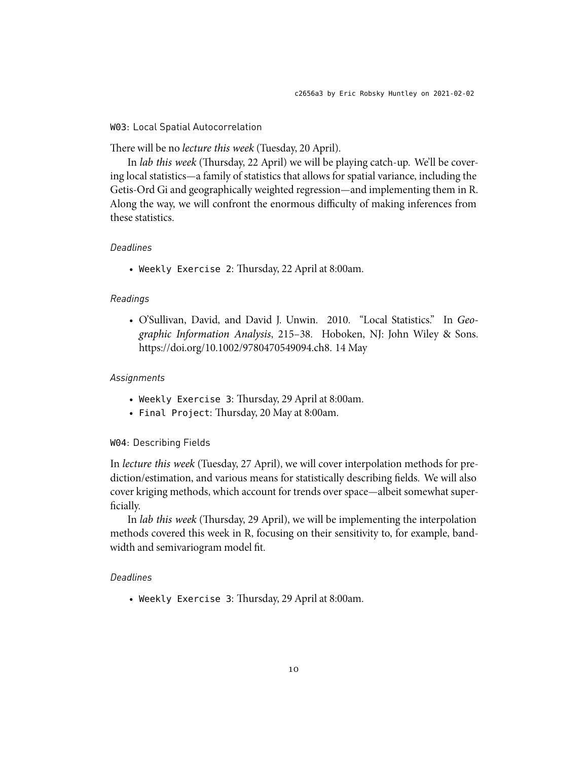## W03: Local Spatial Autocorrelation

There will be no *lecture this week* (Tuesday, 20 April).

In *lab this week* (Thursday, 22 April) we will be playing catch-up. We'll be covering local statistics—a family of statistics that allows for spatial variance, including the Getis-Ord Gi and geographically weighted regression—and implementing them in R. Along the way, we will confront the enormous difficulty of making inferences from these statistics.

### *Deadlines*

- `Weekly Exercise 2`: Thursday, 22 April at 8:00am.

### *Readings*

- O'Sullivan, David, and David J. Unwin. 2010. "Local Statistics." In *Geographic Information Analysis*, 215–38. Hoboken, NJ: John Wiley & Sons. https://doi.org/10.1002/9780470549094.ch8. 14 May

### *Assignments*

- `Weekly Exercise 3`: Thursday, 29 April at 8:00am.
- `Final Project`: Thursday, 20 May at 8:00am.

## W04: Describing Fields

In *lecture this week* (Tuesday, 27 April), we will cover interpolation methods for prediction/estimation, and various means for statistically describing fields. We will also cover kriging methods, which account for trends over space—albeit somewhat superficially.

In *lab this week* (Thursday, 29 April), we will be implementing the interpolation methods covered this week in R, focusing on their sensitivity to, for example, bandwidth and semivariogram model fit.

### *Deadlines*

- `Weekly Exercise 3`: Thursday, 29 April at 8:00am.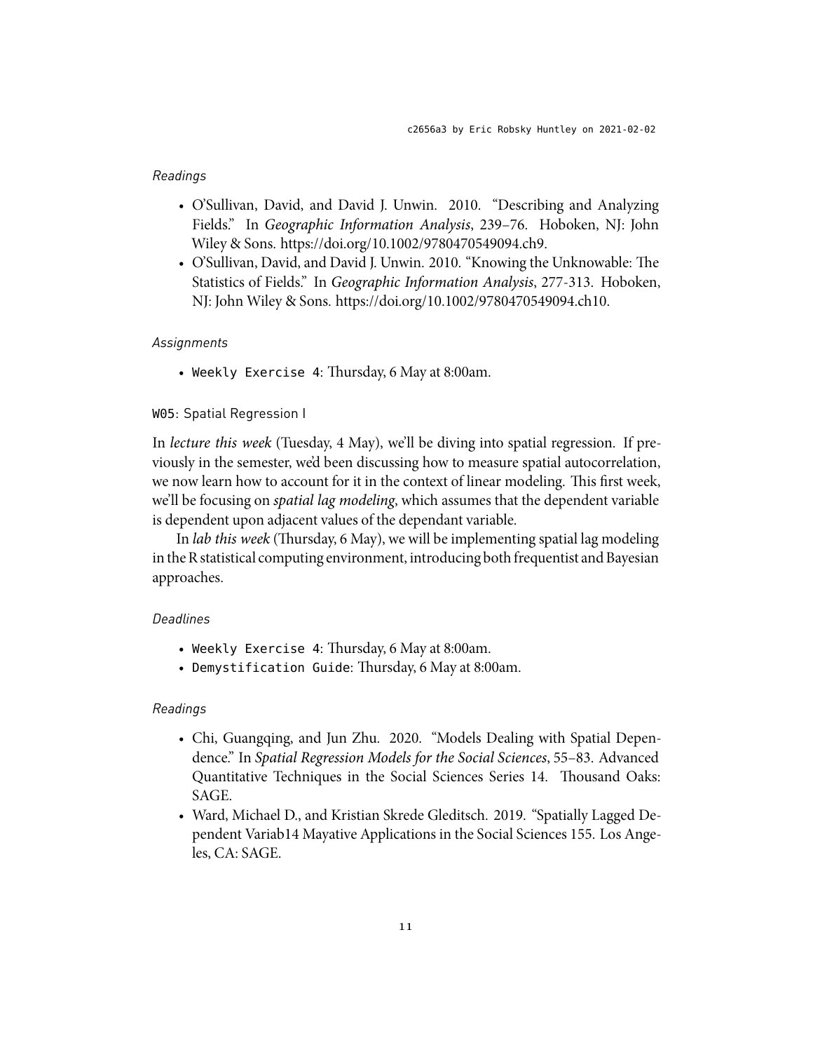c2656a3 by Eric Robsky Huntley on 2021-02-02

#### *Readings*

- O'Sullivan, David, and David J. Unwin. 2010. "Describing and Analyzing Fields." In *Geographic Information Analysis*, 239–76. Hoboken, NJ: John Wiley & Sons. https://doi.org/10.1002/9780470549094.ch9.
- O'Sullivan, David, and David J. Unwin. 2010. "Knowing the Unknowable: The Statistics of Fields." In *Geographic Information Analysis*, 277-313. Hoboken, NJ: John Wiley & Sons. https://doi.org/10.1002/9780470549094.ch10.

#### *Assignments*

- `Weekly Exercise 4`: Thursday, 6 May at 8:00am.

### `W05`: Spatial Regression I

In *lecture this week* (Tuesday, 4 May), we'll be diving into spatial regression. If previously in the semester, we'd been discussing how to measure spatial autocorrelation, we now learn how to account for it in the context of linear modeling. This first week, we'll be focusing on *spatial lag modeling*, which assumes that the dependent variable is dependent upon adjacent values of the dependant variable.

In *lab this week* (Thursday, 6 May), we will be implementing spatial lag modeling in the R statistical computing environment, introducing both frequentist and Bayesian approaches.

#### *Deadlines*

- `Weekly Exercise 4`: Thursday, 6 May at 8:00am.
- `Demystification Guide`: Thursday, 6 May at 8:00am.

#### *Readings*

- Chi, Guangqing, and Jun Zhu. 2020. "Models Dealing with Spatial Dependence." In *Spatial Regression Models for the Social Sciences*, 55–83. Advanced Quantitative Techniques in the Social Sciences Series 14. Thousand Oaks: SAGE.
- Ward, Michael D., and Kristian Skrede Gleditsch. 2019. "Spatially Lagged Dependent Variab14 Mayative Applications in the Social Sciences 155. Los Angeles, CA: SAGE.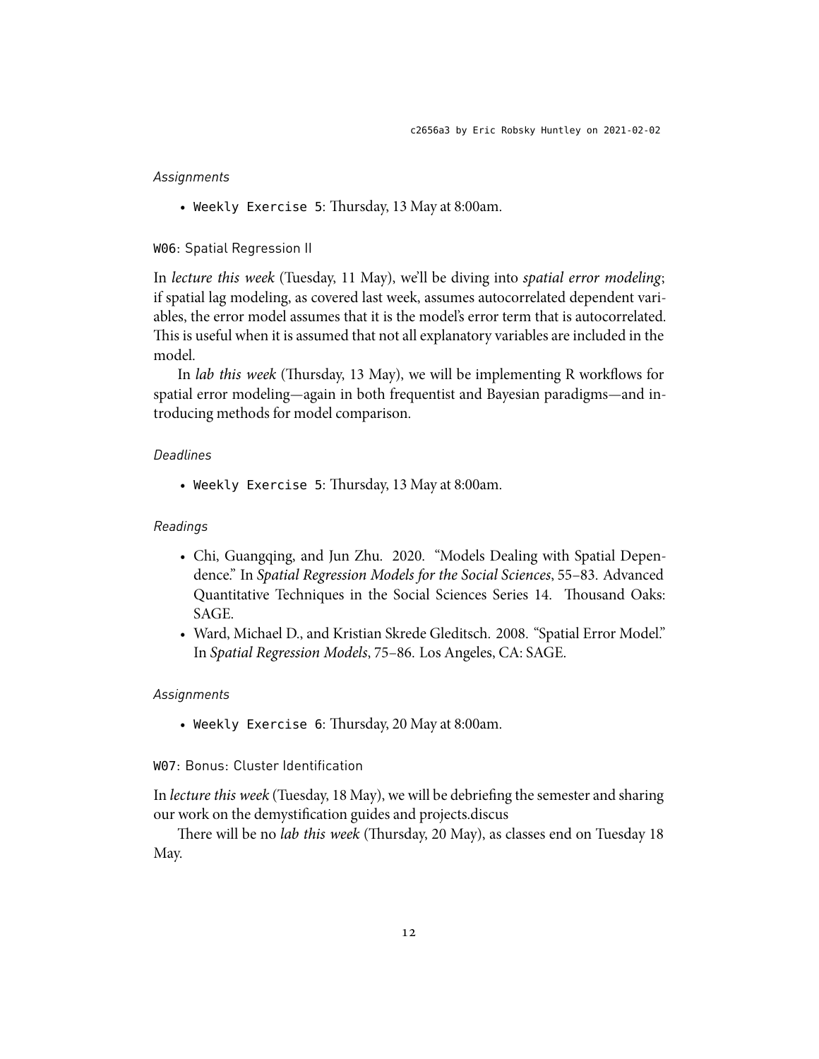*Assignments*

- `Weekly Exercise 5`: Thursday, 13 May at 8:00am.

### `W06`: Spatial Regression II

In *lecture this week* (Tuesday, 11 May), we'll be diving into *spatial error modeling*; if spatial lag modeling, as covered last week, assumes autocorrelated dependent variables, the error model assumes that it is the model's error term that is autocorrelated. This is useful when it is assumed that not all explanatory variables are included in the model.

In *lab this week* (Thursday, 13 May), we will be implementing R workflows for spatial error modeling—again in both frequentist and Bayesian paradigms—and introducing methods for model comparison.

*Deadlines*

- `Weekly Exercise 5`: Thursday, 13 May at 8:00am.

*Readings*

- Chi, Guangqing, and Jun Zhu. 2020. "Models Dealing with Spatial Dependence." In *Spatial Regression Models for the Social Sciences*, 55–83. Advanced Quantitative Techniques in the Social Sciences Series 14. Thousand Oaks: SAGE.
- Ward, Michael D., and Kristian Skrede Gleditsch. 2008. "Spatial Error Model." In *Spatial Regression Models*, 75–86. Los Angeles, CA: SAGE.

*Assignments*

- `Weekly Exercise 6`: Thursday, 20 May at 8:00am.

### `W07`: Bonus: Cluster Identification

In *lecture this week* (Tuesday, 18 May), we will be debriefing the semester and sharing our work on the demystification guides and projects.discus

There will be no *lab this week* (Thursday, 20 May), as classes end on Tuesday 18 May.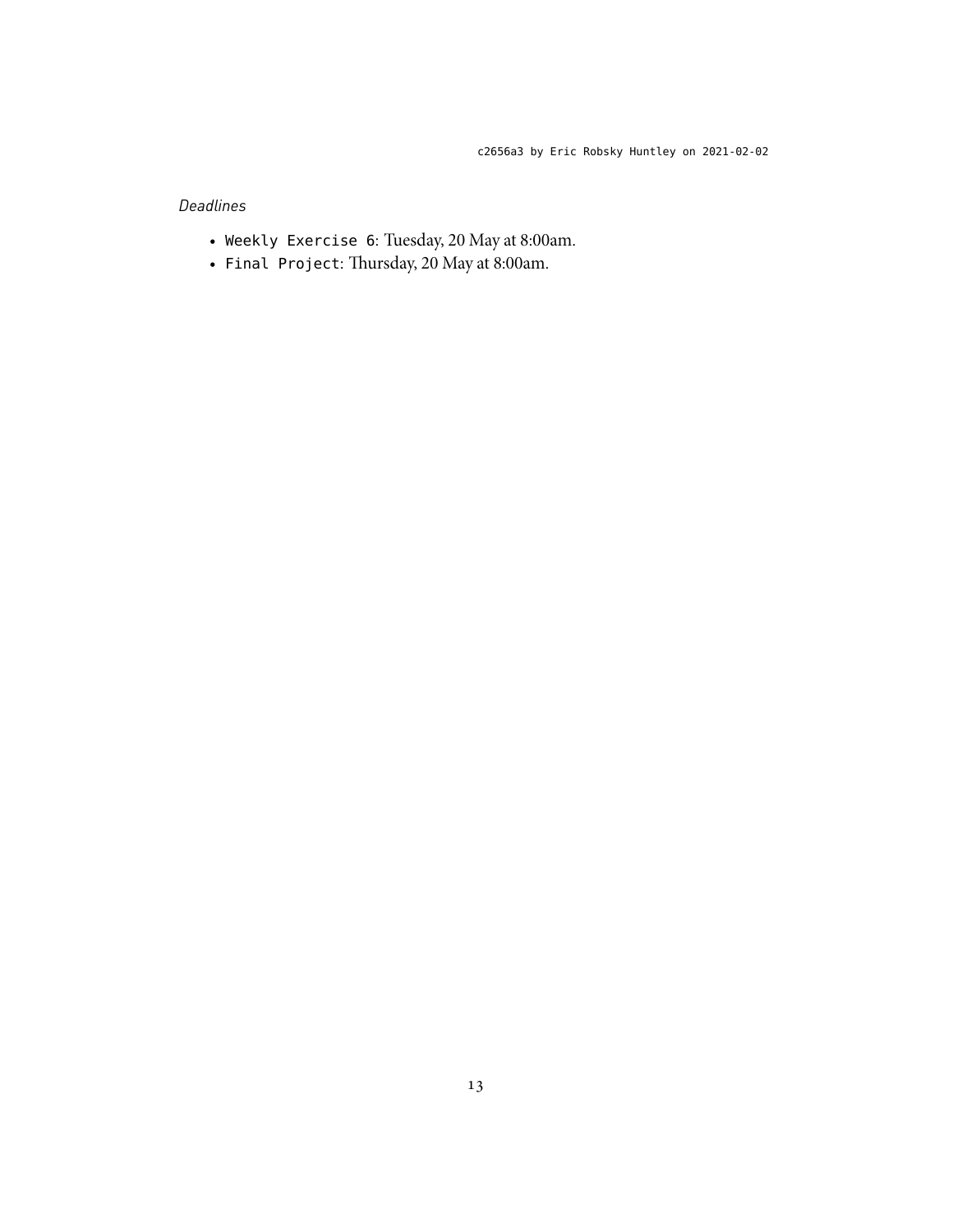*Deadlines*

- `Weekly Exercise 6`: Tuesday, 20 May at 8:00am.
- `Final Project`: Thursday, 20 May at 8:00am.